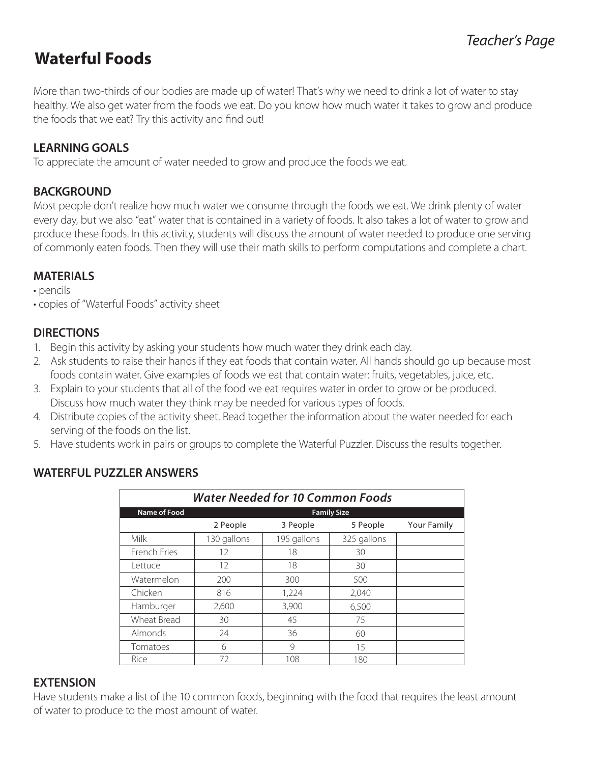*Teacher's Page*

# Waterful Foods

More than two-thirds of our bodies are made up of water! That's why we need to drink a lot of water to stay healthy. We also get water from the foods we eat. Do you know how much water it takes to grow and produce the foods that we eat? Try this activity and find out!

## LEARNING GOALS

To appreciate the amount of water needed to grow and produce the foods we eat.

## BACKGROUND

Most people don't realize how much water we consume through the foods we eat. We drink plenty of water every day, but we also "eat" water that is contained in a variety of foods. It also takes a lot of water to grow and produce these foods. In this activity, students will discuss the amount of water needed to produce one serving of commonly eaten foods. Then they will use their math skills to perform computations and complete a chart.

## MATERIALS

- pencils
- copies of "Waterful Foods" activity sheet

## DIRECTIONS

1. Begin this activity by asking your students how much water they drink each day.
2. Ask students to raise their hands if they eat foods that contain water. All hands should go up because most foods contain water. Give examples of foods we eat that contain water: fruits, vegetables, juice, etc.
3. Explain to your students that all of the food we eat requires water in order to grow or be produced. Discuss how much water they think may be needed for various types of foods.
4. Distribute copies of the activity sheet. Read together the information about the water needed for each serving of the foods on the list.
5. Have students work in pairs or groups to complete the Waterful Puzzler. Discuss the results together.

## WATERFUL PUZZLER ANSWERS

***Water Needed for 10 Common Foods***

| Name of Food | Family Size | | | |
|---|---|---|---|---|
| | 2 People | 3 People | 5 People | Your Family |
| Milk | 130 gallons | 195 gallons | 325 gallons | |
| French Fries | 12 | 18 | 30 | |
| Lettuce | 12 | 18 | 30 | |
| Watermelon | 200 | 300 | 500 | |
| Chicken | 816 | 1,224 | 2,040 | |
| Hamburger | 2,600 | 3,900 | 6,500 | |
| Wheat Bread | 30 | 45 | 75 | |
| Almonds | 24 | 36 | 60 | |
| Tomatoes | 6 | 9 | 15 | |
| Rice | 72 | 108 | 180 | |

## EXTENSION

Have students make a list of the 10 common foods, beginning with the food that requires the least amount of water to produce to the most amount of water.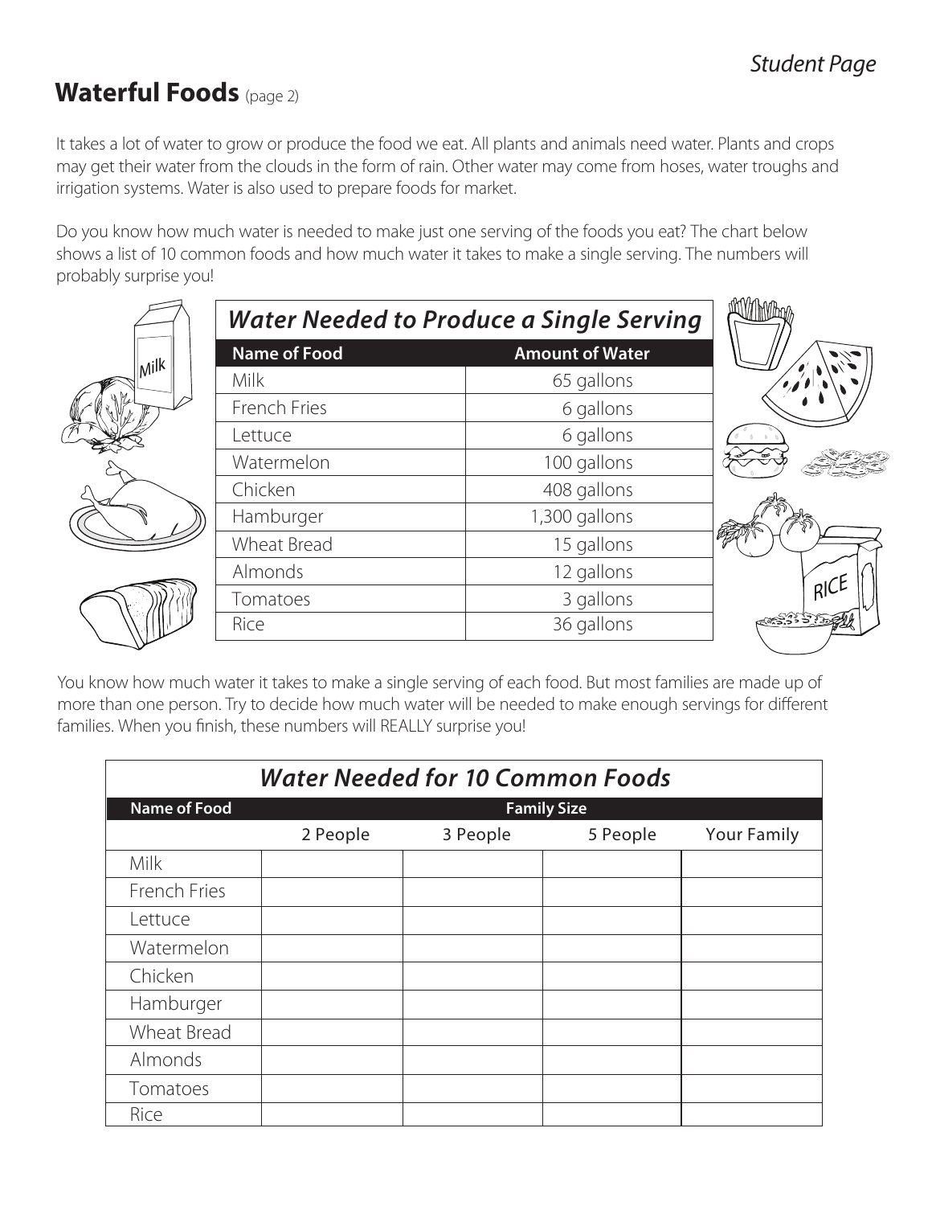*Student Page*

## Waterful Foods (page 2)

It takes a lot of water to grow or produce the food we eat. All plants and animals need water. Plants and crops may get their water from the clouds in the form of rain. Other water may come from hoses, water troughs and irrigation systems. Water is also used to prepare foods for market.

Do you know how much water is needed to make just one serving of the foods you eat? The chart below shows a list of 10 common foods and how much water it takes to make a single serving. The numbers will probably surprise you!

***Water Needed to Produce a Single Serving***

| Name of Food | Amount of Water |
|---|---|
| Milk | 65 gallons |
| French Fries | 6 gallons |
| Lettuce | 6 gallons |
| Watermelon | 100 gallons |
| Chicken | 408 gallons |
| Hamburger | 1,300 gallons |
| Wheat Bread | 15 gallons |
| Almonds | 12 gallons |
| Tomatoes | 3 gallons |
| Rice | 36 gallons |

You know how much water it takes to make a single serving of each food. But most families are made up of more than one person. Try to decide how much water will be needed to make enough servings for different families. When you finish, these numbers will REALLY surprise you!

***Water Needed for 10 Common Foods***

| Name of Food | Family Size | | | |
|---|---|---|---|---|
| | 2 People | 3 People | 5 People | Your Family |
| Milk | | | | |
| French Fries | | | | |
| Lettuce | | | | |
| Watermelon | | | | |
| Chicken | | | | |
| Hamburger | | | | |
| Wheat Bread | | | | |
| Almonds | | | | |
| Tomatoes | | | | |
| Rice | | | | |